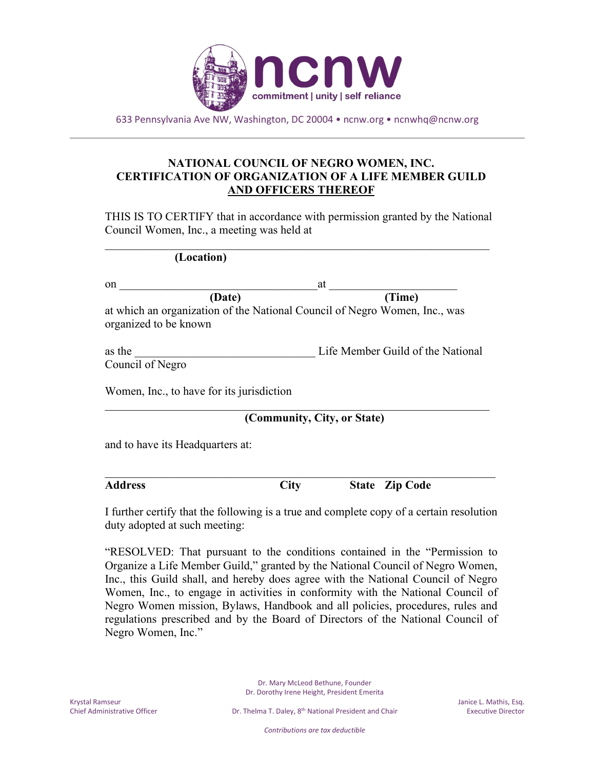633 Pennsylvania Ave NW, Washington, DC 20004 • ncnw.org • ncnwhq@ncnw.org

## NATIONAL COUNCIL OF NEGRO WOMEN, INC.
## CERTIFICATION OF ORGANIZATION OF A LIFE MEMBER GUILD AND OFFICERS THEREOF

THIS IS TO CERTIFY that in accordance with permission granted by the National Council Women, Inc., a meeting was held at

______________________________________________________________

**(Location)**

on __________________________________ at ______________________

**(Date)** **(Time)**

at which an organization of the National Council of Negro Women, Inc., was organized to be known

as the ______________________________ Life Member Guild of the National Council of Negro

Women, Inc., to have for its jurisdiction

______________________________________________________________

**(Community, City, or State)**

and to have its Headquarters at:

______________________________________________________________

**Address** **City** **State** **Zip Code**

I further certify that the following is a true and complete copy of a certain resolution duty adopted at such meeting:

"RESOLVED: That pursuant to the conditions contained in the "Permission to Organize a Life Member Guild," granted by the National Council of Negro Women, Inc., this Guild shall, and hereby does agree with the National Council of Negro Women, Inc., to engage in activities in conformity with the National Council of Negro Women mission, Bylaws, Handbook and all policies, procedures, rules and regulations prescribed and by the Board of Directors of the National Council of Negro Women, Inc."

Dr. Mary McLeod Bethune, Founder
Dr. Dorothy Irene Height, President Emerita

Krystal Ramseur
Chief Administrative Officer

Dr. Thelma T. Daley, 8th National President and Chair

Janice L. Mathis, Esq.
Executive Director

*Contributions are tax deductible*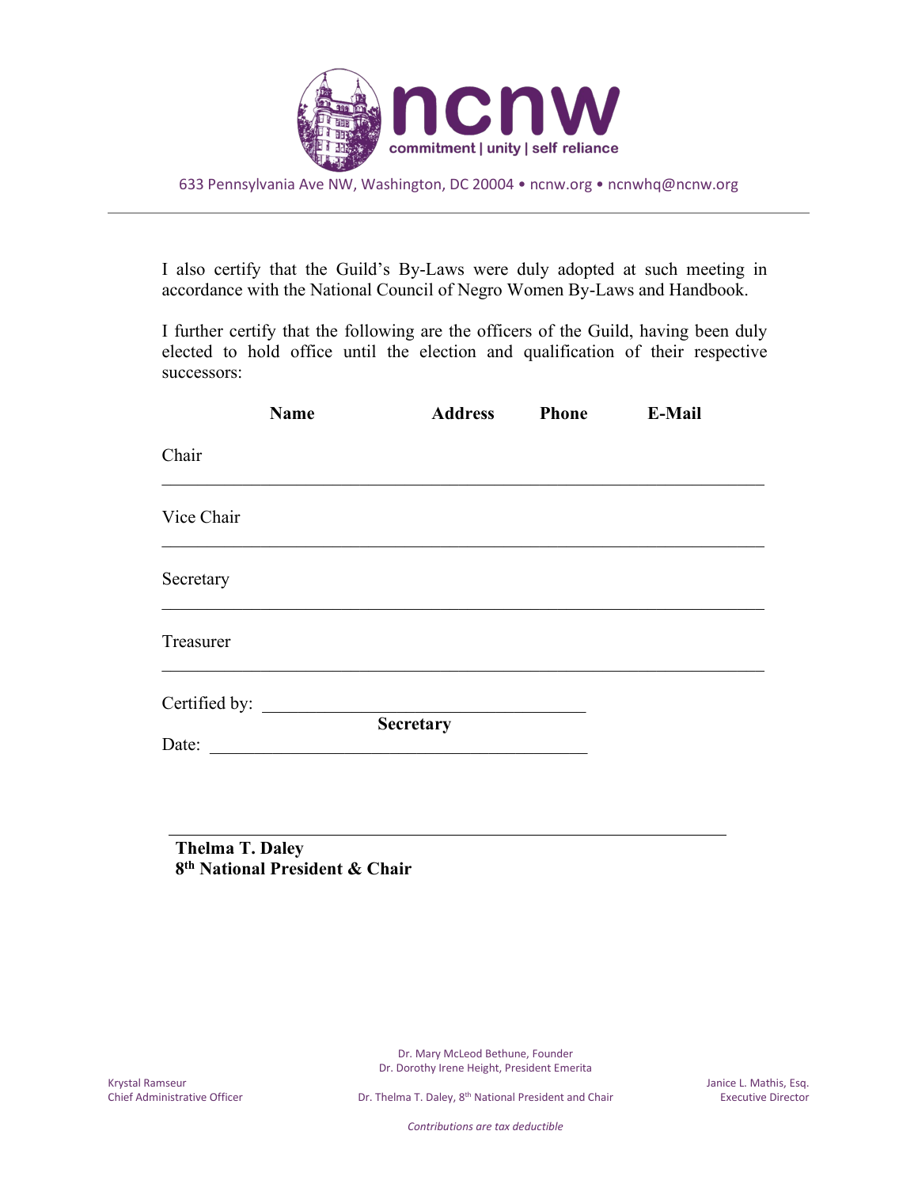ncnw

commitment | unity | self reliance

633 Pennsylvania Ave NW, Washington, DC 20004 • ncnw.org • ncnwhq@ncnw.org

---

I also certify that the Guild's By-Laws were duly adopted at such meeting in accordance with the National Council of Negro Women By-Laws and Handbook.

I further certify that the following are the officers of the Guild, having been duly elected to hold office until the election and qualification of their respective successors:

| | Name | Address | Phone | E-Mail |
|---|---|---|---|---|
| Chair | | | | |
| Vice Chair | | | | |
| Secretary | | | | |
| Treasurer | | | | |

Certified by: ____________________________________

**Secretary**

Date: ____________________________________

____________________________________________________________

**Thelma T. Daley**
**8th National President & Chair**

Dr. Mary McLeod Bethune, Founder
Dr. Dorothy Irene Height, President Emerita

Krystal Ramseur
Chief Administrative Officer

Dr. Thelma T. Daley, 8th National President and Chair

Janice L. Mathis, Esq.
Executive Director

*Contributions are tax deductible*